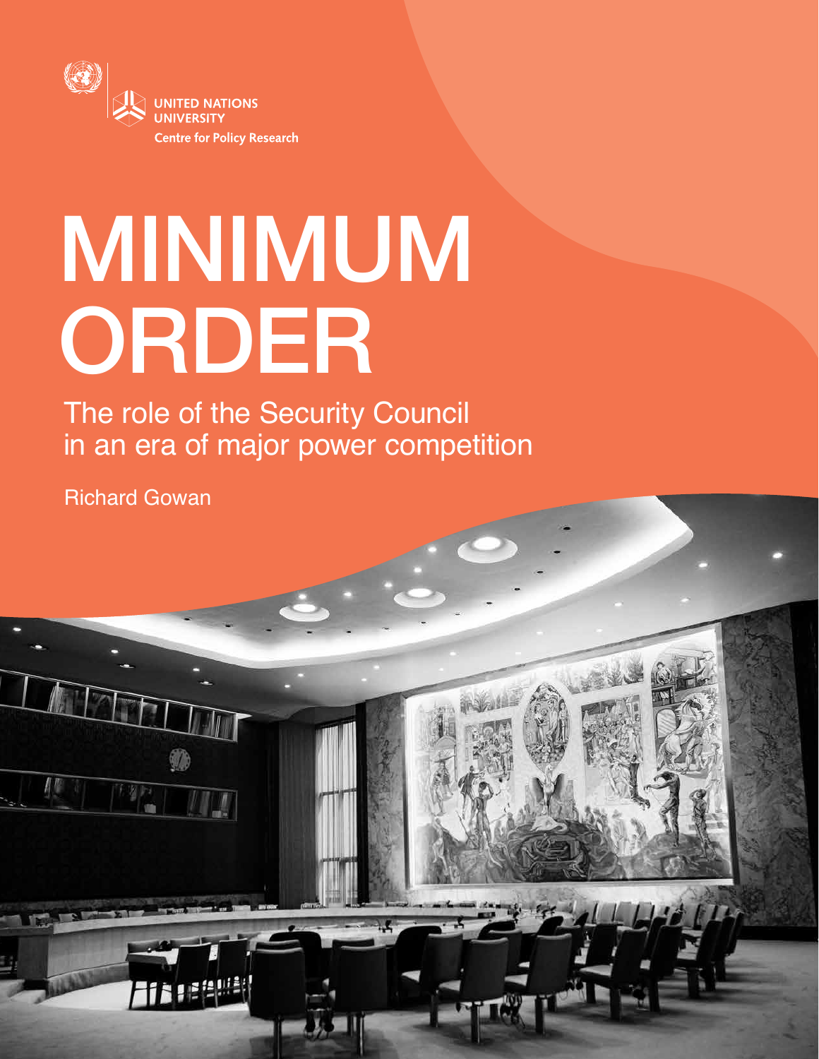UNITED NATIONS UNIVERSITY

Centre for Policy Research

# MINIMUM ORDER

## The role of the Security Council in an era of major power competition

Richard Gowan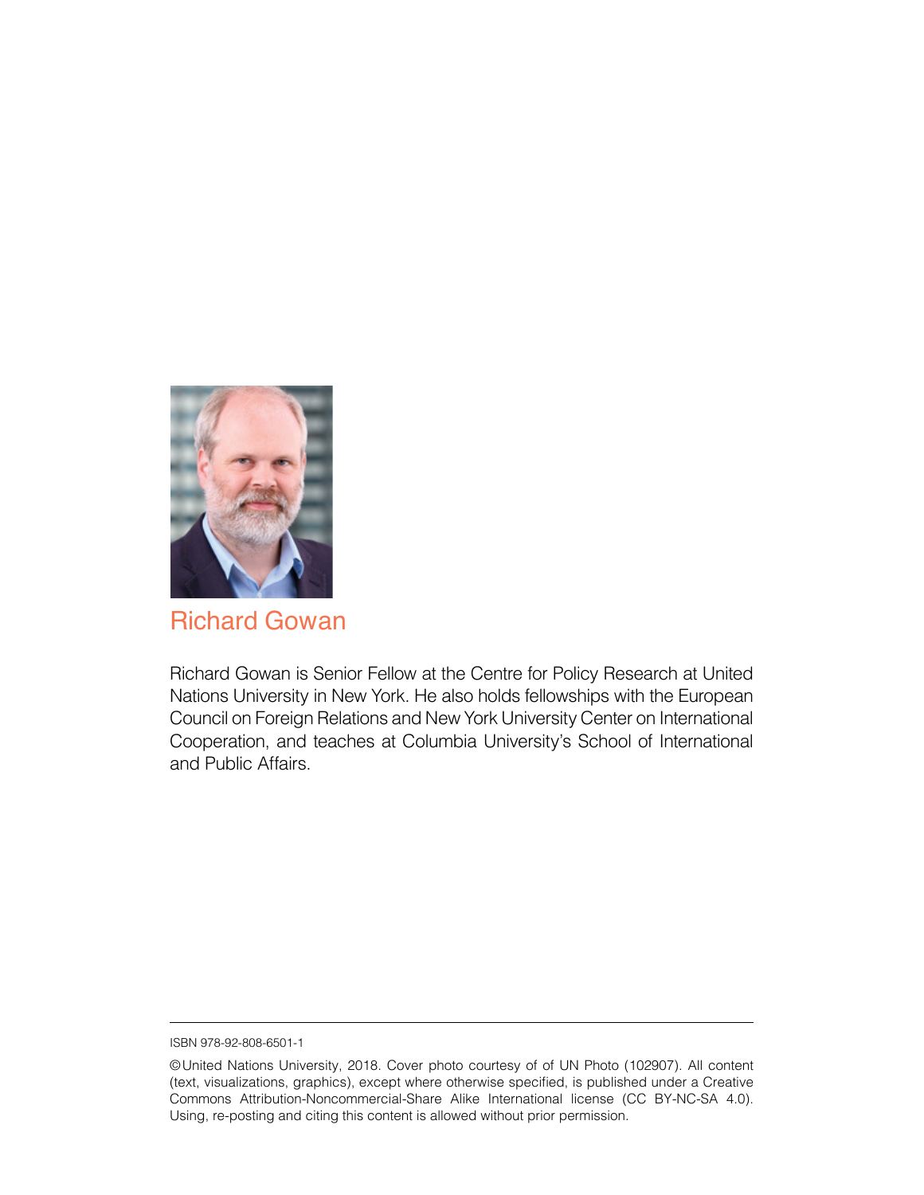## Richard Gowan

Richard Gowan is Senior Fellow at the Centre for Policy Research at United Nations University in New York. He also holds fellowships with the European Council on Foreign Relations and New York University Center on International Cooperation, and teaches at Columbia University's School of International and Public Affairs.

---

ISBN 978-92-808-6501-1

©United Nations University, 2018. Cover photo courtesy of of UN Photo (102907). All content (text, visualizations, graphics), except where otherwise specified, is published under a Creative Commons Attribution-Noncommercial-Share Alike International license (CC BY-NC-SA 4.0). Using, re-posting and citing this content is allowed without prior permission.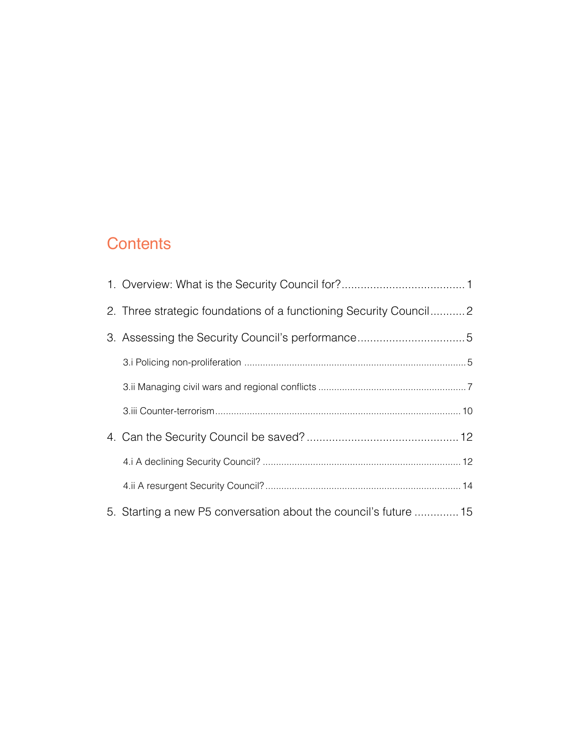# Contents

1. Overview: What is the Security Council for?....................................... 1
2. Three strategic foundations of a functioning Security Council........... 2
3. Assessing the Security Council's performance.................................. 5
   - 3.i Policing non-proliferation ........................................................................... 5
   - 3.ii Managing civil wars and regional conflicts ........................................................ 7
   - 3.iii Counter-terrorism.............................................................................................. 10
4. Can the Security Council be saved? ............................................... 12
   - 4.i A declining Security Council? ........................................................................... 12
   - 4.ii A resurgent Security Council?........................................................................... 14
5. Starting a new P5 conversation about the council's future ............. 15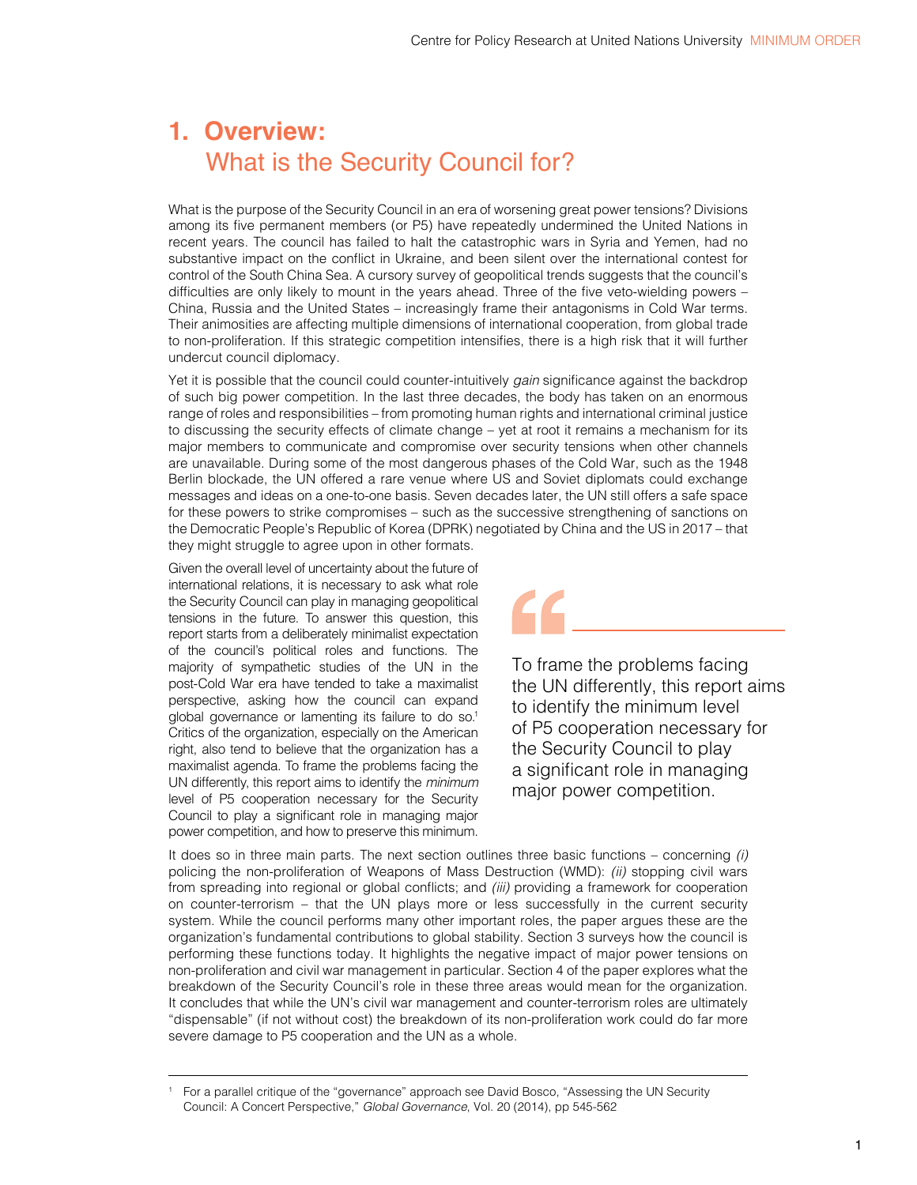# 1. Overview: What is the Security Council for?

What is the purpose of the Security Council in an era of worsening great power tensions? Divisions among its five permanent members (or P5) have repeatedly undermined the United Nations in recent years. The council has failed to halt the catastrophetic wars in Syria and Yemen, had no substantive impact on the conflict in Ukraine, and been silent over the international contest for control of the South China Sea. A cursory survey of geopolitical trends suggests that the council's difficulties are only likely to mount in the years ahead. Three of the five veto-wielding powers – China, Russia and the United States – increasingly frame their antagonisms in Cold War terms. Their animosities are affecting multiple dimensions of international cooperation, from global trade to non-proliferation. If this strategic competition intensifies, there is a high risk that it will further undercut council diplomacy.

Yet it is possible that the council could counter-intuitively *gain* significance against the backdrop of such big power competition. In the last three decades, the body has taken on an enormous range of roles and responsibilities – from promoting human rights and international criminal justice to discussing the security effects of climate change – yet at root it remains a mechanism for its major members to communicate and compromise over security tensions when other channels are unavailable. During some of the most dangerous phases of the Cold War, such as the 1948 Berlin blockade, the UN offered a rare venue where US and Soviet diplomats could exchange messages and ideas on a one-to-one basis. Seven decades later, the UN still offers a safe space for these powers to strike compromises – such as the successive strengthening of sanctions on the Democratic People's Republic of Korea (DPRK) negotiated by China and the US in 2017 – that they might struggle to agree upon in other formats.

Given the overall level of uncertainty about the future of international relations, it is necessary to ask what role the Security Council can play in managing geopolitical tensions in the future. To answer this question, this report starts from a deliberately minimalist expectation of the council's political roles and functions. The majority of sympathetic studies of the UN in the post-Cold War era have tended to take a maximalist perspective, asking how the council can expand global governance or lamenting its failure to do so.[1] Critics of the organization, especially on the American right, also tend to believe that the organization has a maximalist agenda. To frame the problems facing the UN differently, this report aims to identify the *minimum* level of P5 cooperation necessary for the Security Council to play a significant role in managing major power competition, and how to preserve this minimum.

> To frame the problems facing the UN differently, this report aims to identify the minimum level of P5 cooperation necessary for the Security Council to play a significant role in managing major power competition.

It does so in three main parts. The next section outlines three basic functions – concerning *(i)* policing the non-proliferation of Weapons of Mass Destruction (WMD): *(ii)* stopping civil wars from spreading into regional or global conflicts; and *(iii)* providing a framework for cooperation on counter-terrorism – that the UN plays more or less successfully in the current security system. While the council performs many other important roles, the paper argues these are the organization's fundamental contributions to global stability. Section 3 surveys how the council is performing these functions today. It highlights the negative impact of major power tensions on non-proliferation and civil war management in particular. Section 4 of the paper explores what the breakdown of the Security Council's role in these three areas would mean for the organization. It concludes that while the UN's civil war management and counter-terrorism roles are ultimately "dispensable" (if not without cost) the breakdown of its non-proliferation work could do far more severe damage to P5 cooperation and the UN as a whole.

---

[1] For a parallel critique of the "governance" approach see David Bosco, "Assessing the UN Security Council: A Concert Perspective," *Global Governance*, Vol. 20 (2014), pp 545-562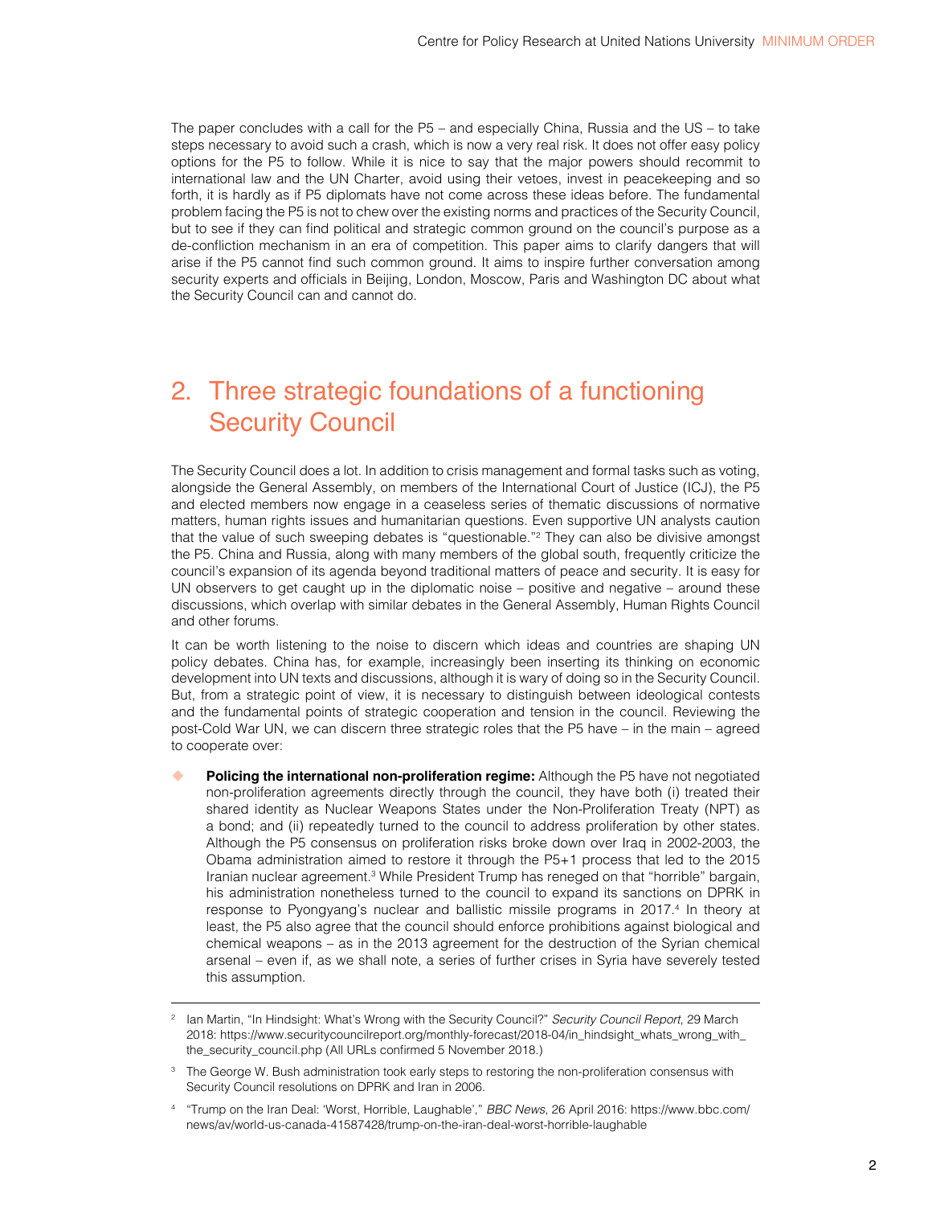The paper concludes with a call for the P5 – and especially China, Russia and the US – to take steps necessary to avoid such a crash, which is now a very real risk. It does not offer easy policy options for the P5 to follow. While it is nice to say that the major powers should recommit to international law and the UN Charter, avoid using their vetoes, invest in peacekeeping and so forth, it is hardly as if P5 diplomats have not come across these ideas before. The fundamental problem facing the P5 is not to chew over the existing norms and practices of the Security Council, but to see if they can find political and strategic common ground on the council's purpose as a de-confliction mechanism in an era of competition. This paper aims to clarify dangers that will arise if the P5 cannot find such common ground. It aims to inspire further conversation among security experts and officials in Beijing, London, Moscow, Paris and Washington DC about what the Security Council can and cannot do.

## 2. Three strategic foundations of a functioning Security Council

The Security Council does a lot. In addition to crisis management and formal tasks such as voting, alongside the General Assembly, on members of the International Court of Justice (ICJ), the P5 and elected members now engage in a ceaseless series of thematic discussions of normative matters, human rights issues and humanitarian questions. Even supportive UN analysts caution that the value of such sweeping debates is "questionable."[2] They can also be divisive amongst the P5. China and Russia, along with many members of the global south, frequently criticize the council's expansion of its agenda beyond traditional matters of peace and security. It is easy for UN observers to get caught up in the diplomatic noise – positive and negative – around these discussions, which overlap with similar debates in the General Assembly, Human Rights Council and other forums.

It can be worth listening to the noise to discern which ideas and countries are shaping UN policy debates. China has, for example, increasingly been inserting its thinking on economic development into UN texts and discussions, although it is wary of doing so in the Security Council. But, from a strategic point of view, it is necessary to distinguish between ideological contests and the fundamental points of strategic cooperation and tension in the council. Reviewing the post-Cold War UN, we can discern three strategic roles that the P5 have – in the main – agreed to cooperate over:

- **Policing the international non-proliferation regime:** Although the P5 have not negotiated non-proliferation agreements directly through the council, they have both (i) treated their shared identity as Nuclear Weapons States under the Non-Proliferation Treaty (NPT) as a bond; and (ii) repeatedly turned to the council to address proliferation by other states. Although the P5 consensus on proliferation risks broke down over Iraq in 2002-2003, the Obama administration aimed to restore it through the P5+1 process that led to the 2015 Iranian nuclear agreement.[3] While President Trump has reneged on that "horrible" bargain, his administration nonetheless turned to the council to expand its sanctions on DPRK in response to Pyongyang's nuclear and ballistic missile programs in 2017.[4] In theory at least, the P5 also agree that the council should enforce prohibitions against biological and chemical weapons – as in the 2013 agreement for the destruction of the Syrian chemical arsenal – even if, as we shall note, a series of further crises in Syria have severely tested this assumption.

---

[2] Ian Martin, "In Hindsight: What's Wrong with the Security Council?" *Security Council Report*, 29 March 2018: https://www.securitycouncilreport.org/monthly-forecast/2018-04/in_hindsight_whats_wrong_with_the_security_council.php (All URLs confirmed 5 November 2018.)

[3] The George W. Bush administration took early steps to restoring the non-proliferation consensus with Security Council resolutions on DPRK and Iran in 2006.

[4] "Trump on the Iran Deal: 'Worst, Horrible, Laughable'," *BBC News*, 26 April 2016: https://www.bbc.com/news/av/world-us-canada-41587428/trump-on-the-iran-deal-worst-horrible-laughable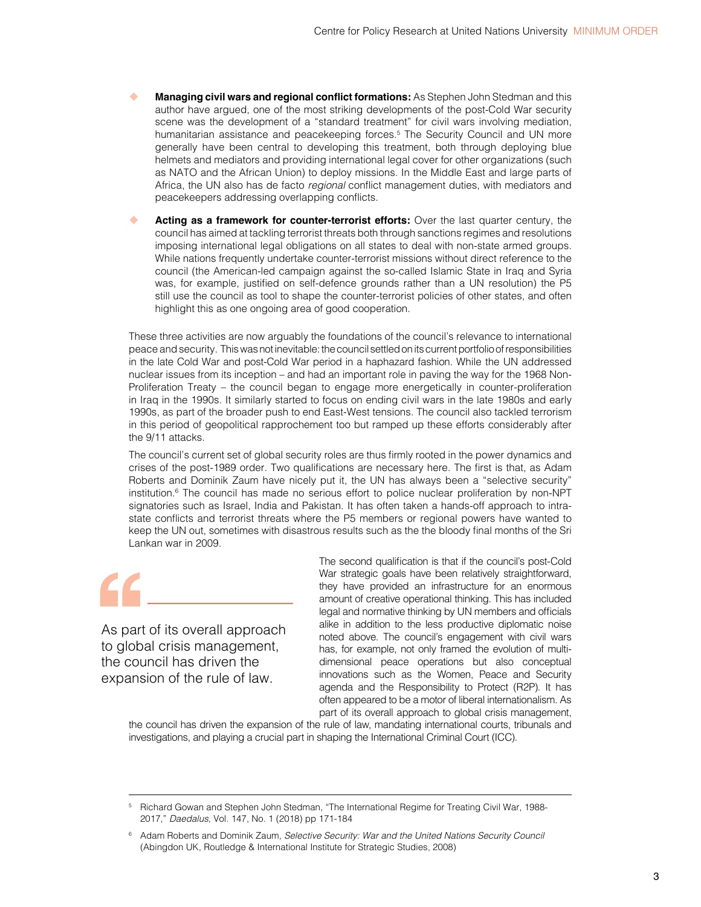- **Managing civil wars and regional conflict formations:** As Stephen John Stedman and this author have argued, one of the most striking developments of the post-Cold War security scene was the development of a "standard treatment" for civil wars involving mediation, humanitarian assistance and peacekeeping forces.[5] The Security Council and UN more generally have been central to developing this treatment, both through deploying blue helmets and mediators and providing international legal cover for other organizations (such as NATO and the African Union) to deploy missions. In the Middle East and large parts of Africa, the UN also has de facto *regional* conflict management duties, with mediators and peacekeepers addressing overlapping conflicts.

- **Acting as a framework for counter-terrorist efforts:** Over the last quarter century, the council has aimed at tackling terrorist threats both through sanctions regimes and resolutions imposing international legal obligations on all states to deal with non-state armed groups. While nations frequently undertake counter-terrorist missions without direct reference to the council (the American-led campaign against the so-called Islamic State in Iraq and Syria was, for example, justified on self-defence grounds rather than a UN resolution) the P5 still use the council as tool to shape the counter-terrorist policies of other states, and often highlight this as one ongoing area of good cooperation.

These three activities are now arguably the foundations of the council's relevance to international peace and security. This was not inevitable: the council settled on its current portfolio of responsibilities in the late Cold War and post-Cold War period in a haphazard fashion. While the UN addressed nuclear issues from its inception – and had an important role in paving the way for the 1968 Non-Proliferation Treaty – the council began to engage more energetically in counter-proliferation in Iraq in the 1990s. It similarly started to focus on ending civil wars in the late 1980s and early 1990s, as part of the broader push to end East-West tensions. The council also tackled terrorism in this period of geopolitical rapprochement too but ramped up these efforts considerably after the 9/11 attacks.

The council's current set of global security roles are thus firmly rooted in the power dynamics and crises of the post-1989 order. Two qualifications are necessary here. The first is that, as Adam Roberts and Dominik Zaum have nicely put it, the UN has always been a "selective security" institution.[6] The council has made no serious effort to police nuclear proliferation by non-NPT signatories such as Israel, India and Pakistan. It has often taken a hands-off approach to intra-state conflicts and terrorist threats where the P5 members or regional powers have wanted to keep the UN out, sometimes with disastrous results such as the the bloody final months of the Sri Lankan war in 2009.

> As part of its overall approach to global crisis management, the council has driven the expansion of the rule of law.

The second qualification is that if the council's post-Cold War strategic goals have been relatively straightforward, they have provided an infrastructure for an enormous amount of creative operational thinking. This has included legal and normative thinking by UN members and officials alike in addition to the less productive diplomatic noise noted above. The council's engagement with civil wars has, for example, not only framed the evolution of multi-dimensional peace operations but also conceptual innovations such as the Women, Peace and Security agenda and the Responsibility to Protect (R2P). It has often appeared to be a motor of liberal internationalism. As part of its overall approach to global crisis management, the council has driven the expansion of the rule of law, mandating international courts, tribunals and investigations, and playing a crucial part in shaping the International Criminal Court (ICC).

---

[5] Richard Gowan and Stephen John Stedman, "The International Regime for Treating Civil War, 1988-2017," *Daedalus*, Vol. 147, No. 1 (2018) pp 171-184

[6] Adam Roberts and Dominik Zaum, *Selective Security: War and the United Nations Security Council* (Abingdon UK, Routledge & International Institute for Strategic Studies, 2008)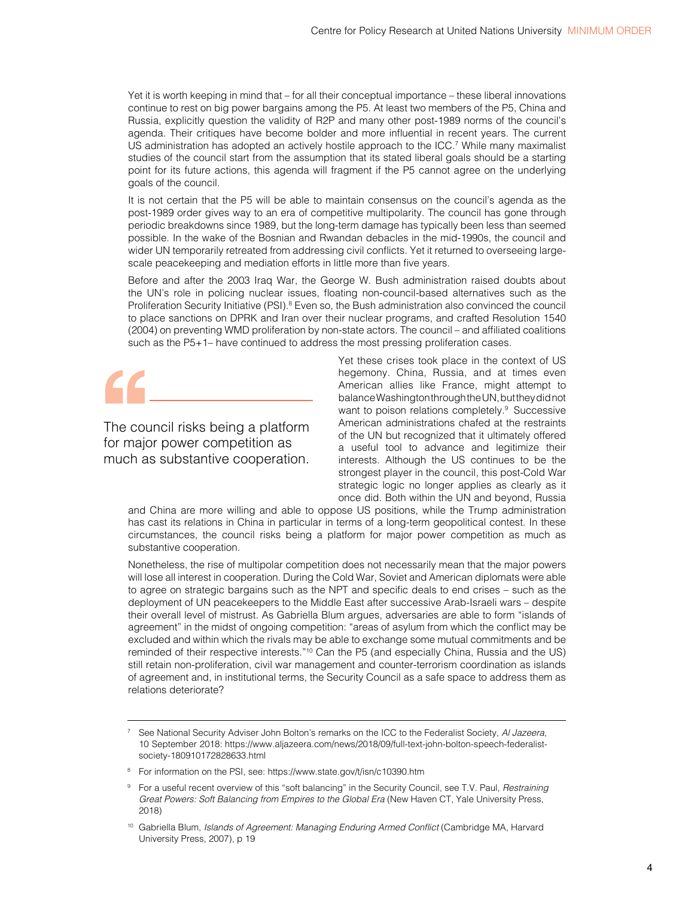Yet it is worth keeping in mind that – for all their conceptual importance – these liberal innovations continue to rest on big power bargains among the P5. At least two members of the P5, China and Russia, explicitly question the validity of R2P and many other post-1989 norms of the council's agenda. Their critiques have become bolder and more influential in recent years. The current US administration has adopted an actively hostile approach to the ICC.[7] While many maximalist studies of the council start from the assumption that its stated liberal goals should be a starting point for its future actions, this agenda will fragment if the P5 cannot agree on the underlying goals of the council.

It is not certain that the P5 will be able to maintain consensus on the council's agenda as the post-1989 order gives way to an era of competitive multipolarity. The council has gone through periodic breakdowns since 1989, but the long-term damage has typically been less than seemed possible. In the wake of the Bosnian and Rwandan debacles in the mid-1990s, the council and wider UN temporarily retreated from addressing civil conflicts. Yet it returned to overseeing large-scale peacekeeping and mediation efforts in little more than five years.

Before and after the 2003 Iraq War, the George W. Bush administration raised doubts about the UN's role in policing nuclear issues, floating non-council-based alternatives such as the Proliferation Security Initiative (PSI).[8] Even so, the Bush administration also convinced the council to place sanctions on DPRK and Iran over their nuclear programs, and crafted Resolution 1540 (2004) on preventing WMD proliferation by non-state actors. The council – and affiliated coalitions such as the P5+1– have continued to address the most pressing proliferation cases.

> The council risks being a platform for major power competition as much as substantive cooperation.

Yet these crises took place in the context of US hegemony. China, Russia, and at times even American allies like France, might attempt to balance Washington through the UN, but they did not want to poison relations completely.[9] Successive American administrations chafed at the restraints of the UN but recognized that it ultimately offered a useful tool to advance and legitimize their interests. Although the US continues to be the strongest player in the council, this post-Cold War strategic logic no longer applies as clearly as it once did. Both within the UN and beyond, Russia and China are more willing and able to oppose US positions, while the Trump administration has cast its relations in China in particular in terms of a long-term geopolitical contest. In these circumstances, the council risks being a platform for major power competition as much as substantive cooperation.

Nonetheless, the rise of multipolar competition does not necessarily mean that the major powers will lose all interest in cooperation. During the Cold War, Soviet and American diplomats were able to agree on strategic bargains such as the NPT and specific deals to end crises – such as the deployment of UN peacekeepers to the Middle East after successive Arab-Israeli wars – despite their overall level of mistrust. As Gabriella Blum argues, adversaries are able to form "islands of agreement" in the midst of ongoing competition: "areas of asylum from which the conflict may be excluded and within which the rivals may be able to exchange some mutual commitments and be reminded of their respective interests."[10] Can the P5 (and especially China, Russia and the US) still retain non-proliferation, civil war management and counter-terrorism coordination as islands of agreement and, in institutional terms, the Security Council as a safe space to address them as relations deteriorate?

---

[7] See National Security Adviser John Bolton's remarks on the ICC to the Federalist Society, *Al Jazeera*, 10 September 2018: https://www.aljazeera.com/news/2018/09/full-text-john-bolton-speech-federalist-society-180910172828633.html

[8] For information on the PSI, see: https://www.state.gov/t/isn/c10390.htm

[9] For a useful recent overview of this "soft balancing" in the Security Council, see T.V. Paul, *Restraining Great Powers: Soft Balancing from Empires to the Global Era* (New Haven CT, Yale University Press, 2018)

[10] Gabriella Blum, *Islands of Agreement: Managing Enduring Armed Conflict* (Cambridge MA, Harvard University Press, 2007), p 19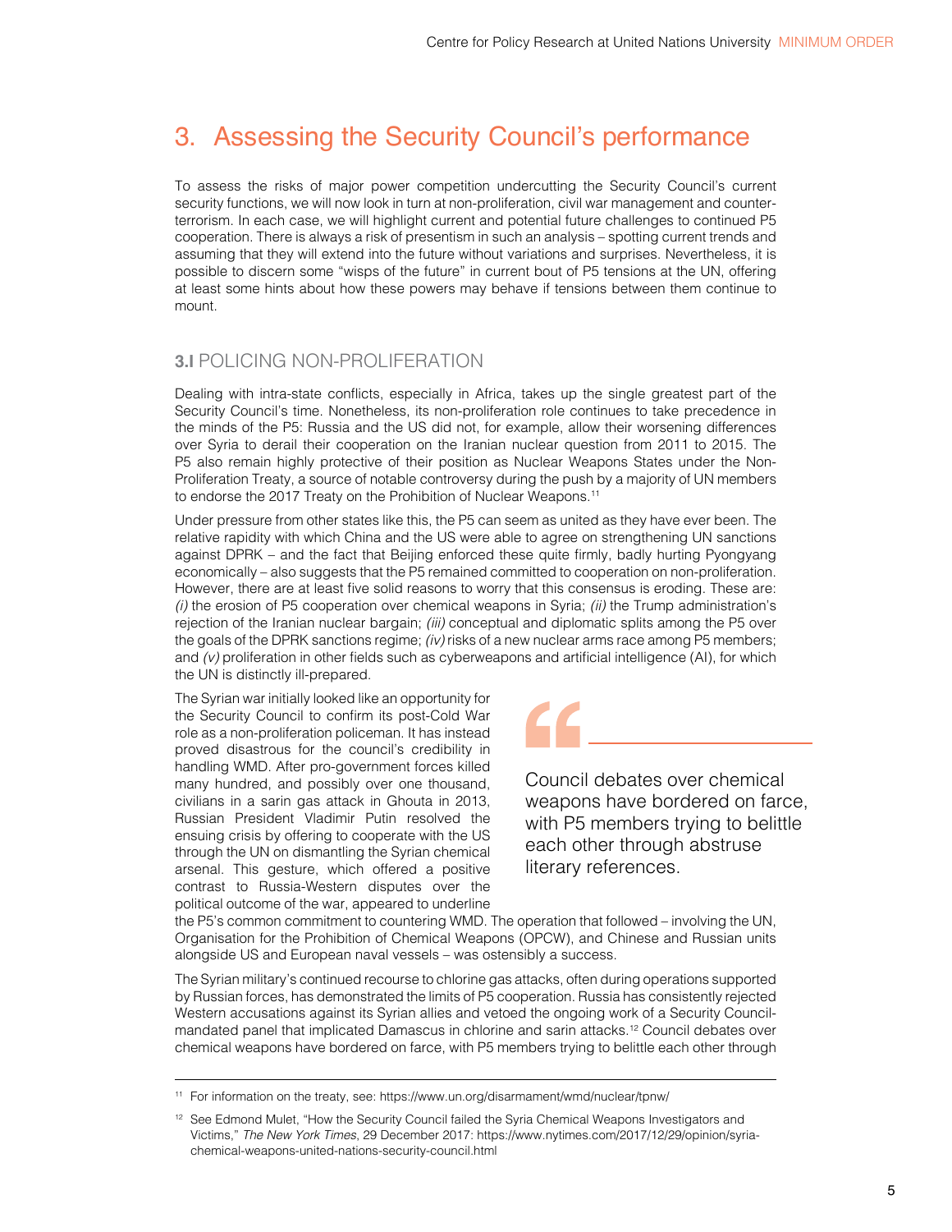# 3. Assessing the Security Council's performance

To assess the risks of major power competition undercutting the Security Council's current security functions, we will now look in turn at non-proliferation, civil war management and counter-terrorism. In each case, we will highlight current and potential future challenges to continued P5 cooperation. There is always a risk of presentism in such an analysis – spotting current trends and assuming that they will extend into the future without variations and surprises. Nevertheless, it is possible to discern some "wisps of the future" in current bout of P5 tensions at the UN, offering at least some hints about how these powers may behave if tensions between them continue to mount.

## 3.I POLICING NON-PROLIFERATION

Dealing with intra-state conflicts, especially in Africa, takes up the single greatest part of the Security Council's time. Nonetheless, its non-proliferation role continues to take precedence in the minds of the P5: Russia and the US did not, for example, allow their worsening differences over Syria to derail their cooperation on the Iranian nuclear question from 2011 to 2015. The P5 also remain highly protective of their position as Nuclear Weapons States under the Non-Proliferation Treaty, a source of notable controversy during the push by a majority of UN members to endorse the 2017 Treaty on the Prohibition of Nuclear Weapons.[11]

Under pressure from other states like this, the P5 can seem as united as they have ever been. The relative rapidity with which China and the US were able to agree on strengthening UN sanctions against DPRK – and the fact that Beijing enforced these quite firmly, badly hurting Pyongyang economically – also suggests that the P5 remained committed to cooperation on non-proliferation. However, there are at least five solid reasons to worry that this consensus is eroding. These are: *(i)* the erosion of P5 cooperation over chemical weapons in Syria; *(ii)* the Trump administration's rejection of the Iranian nuclear bargain; *(iii)* conceptual and diplomatic splits among the P5 over the goals of the DPRK sanctions regime; *(iv)* risks of a new nuclear arms race among P5 members; and *(v)* proliferation in other fields such as cyberweapons and artificial intelligence (AI), for which the UN is distinctly ill-prepared.

The Syrian war initially looked like an opportunity for the Security Council to confirm its post-Cold War role as a non-proliferation policeman. It has instead proved disastrous for the council's credibility in handling WMD. After pro-government forces killed many hundred, and possibly over one thousand, civilians in a sarin gas attack in Ghouta in 2013, Russian President Vladimir Putin resolved the ensuing crisis by offering to cooperate with the US through the UN on dismantling the Syrian chemical arsenal. This gesture, which offered a positive contrast to Russia-Western disputes over the political outcome of the war, appeared to underline the P5's common commitment to countering WMD. The operation that followed – involving the UN, Organisation for the Prohibition of Chemical Weapons (OPCW), and Chinese and Russian units alongside US and European naval vessels – was ostensibly a success.

> Council debates over chemical weapons have bordered on farce, with P5 members trying to belittle each other through abstruse literary references.

The Syrian military's continued recourse to chlorine gas attacks, often during operations supported by Russian forces, has demonstrated the limits of P5 cooperation. Russia has consistently rejected Western accusations against its Syrian allies and vetoed the ongoing work of a Security Council-mandated panel that implicated Damascus in chlorine and sarin attacks.[12] Council debates over chemical weapons have bordered on farce, with P5 members trying to belittle each other through

---

[11] For information on the treaty, see: https://www.un.org/disarmament/wmd/nuclear/tpnw/

[12] See Edmond Mulet, "How the Security Council failed the Syria Chemical Weapons Investigators and Victims," *The New York Times*, 29 December 2017: https://www.nytimes.com/2017/12/29/opinion/syria-chemical-weapons-united-nations-security-council.html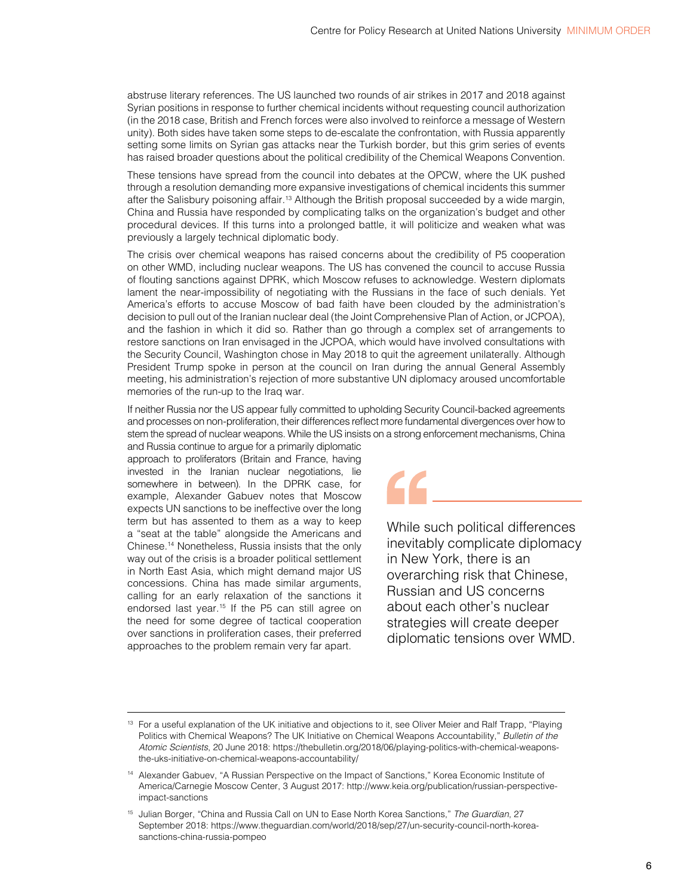abstruse literary references. The US launched two rounds of air strikes in 2017 and 2018 against Syrian positions in response to further chemical incidents without requesting council authorization (in the 2018 case, British and French forces were also involved to reinforce a message of Western unity). Both sides have taken some steps to de-escalate the confrontation, with Russia apparently setting some limits on Syrian gas attacks near the Turkish border, but this grim series of events has raised broader questions about the political credibility of the Chemical Weapons Convention.

These tensions have spread from the council into debates at the OPCW, where the UK pushed through a resolution demanding more expansive investigations of chemical incidents this summer after the Salisbury poisoning affair.[13] Although the British proposal succeeded by a wide margin, China and Russia have responded by complicating talks on the organization's budget and other procedural devices. If this turns into a prolonged battle, it will politicize and weaken what was previously a largely technical diplomatic body.

The crisis over chemical weapons has raised concerns about the credibility of P5 cooperation on other WMD, including nuclear weapons. The US has convened the council to accuse Russia of flouting sanctions against DPRK, which Moscow refuses to acknowledge. Western diplomats lament the near-impossibility of negotiating with the Russians in the face of such denials. Yet America's efforts to accuse Moscow of bad faith have been clouded by the administration's decision to pull out of the Iranian nuclear deal (the Joint Comprehensive Plan of Action, or JCPOA), and the fashion in which it did so. Rather than go through a complex set of arrangements to restore sanctions on Iran envisaged in the JCPOA, which would have involved consultations with the Security Council, Washington chose in May 2018 to quit the agreement unilaterally. Although President Trump spoke in person at the council on Iran during the annual General Assembly meeting, his administration's rejection of more substantive UN diplomacy aroused uncomfortable memories of the run-up to the Iraq war.

If neither Russia nor the US appear fully committed to upholding Security Council-backed agreements and processes on non-proliferation, their differences reflect more fundamental divergences over how to stem the spread of nuclear weapons. While the US insists on a strong enforcement mechanisms, China and Russia continue to argue for a primarily diplomatic approach to proliferators (Britain and France, having invested in the Iranian nuclear negotiations, lie somewhere in between). In the DPRK case, for example, Alexander Gabuev notes that Moscow expects UN sanctions to be ineffective over the long term but has assented to them as a way to keep a "seat at the table" alongside the Americans and Chinese.[14] Nonetheless, Russia insists that the only way out of the crisis is a broader political settlement in North East Asia, which might demand major US concessions. China has made similar arguments, calling for an early relaxation of the sanctions it endorsed last year.[15] If the P5 can still agree on the need for some degree of tactical cooperation over sanctions in proliferation cases, their preferred approaches to the problem remain very far apart.

> While such political differences inevitably complicate diplomacy in New York, there is an overarching risk that Chinese, Russian and US concerns about each other's nuclear strategies will create deeper diplomatic tensions over WMD.

---

[13] For a useful explanation of the UK initiative and objections to it, see Oliver Meier and Ralf Trapp, "Playing Politics with Chemical Weapons? The UK Initiative on Chemical Weapons Accountability," *Bulletin of the Atomic Scientists*, 20 June 2018: https://thebulletin.org/2018/06/playing-politics-with-chemical-weapons-the-uks-initiative-on-chemical-weapons-accountability/

[14] Alexander Gabuev, "A Russian Perspective on the Impact of Sanctions," Korea Economic Institute of America/Carnegie Moscow Center, 3 August 2017: http://www.keia.org/publication/russian-perspective-impact-sanctions

[15] Julian Borger, "China and Russia Call on UN to Ease North Korea Sanctions," *The Guardian*, 27 September 2018: https://www.theguardian.com/world/2018/sep/27/un-security-council-north-korea-sanctions-china-russia-pompeo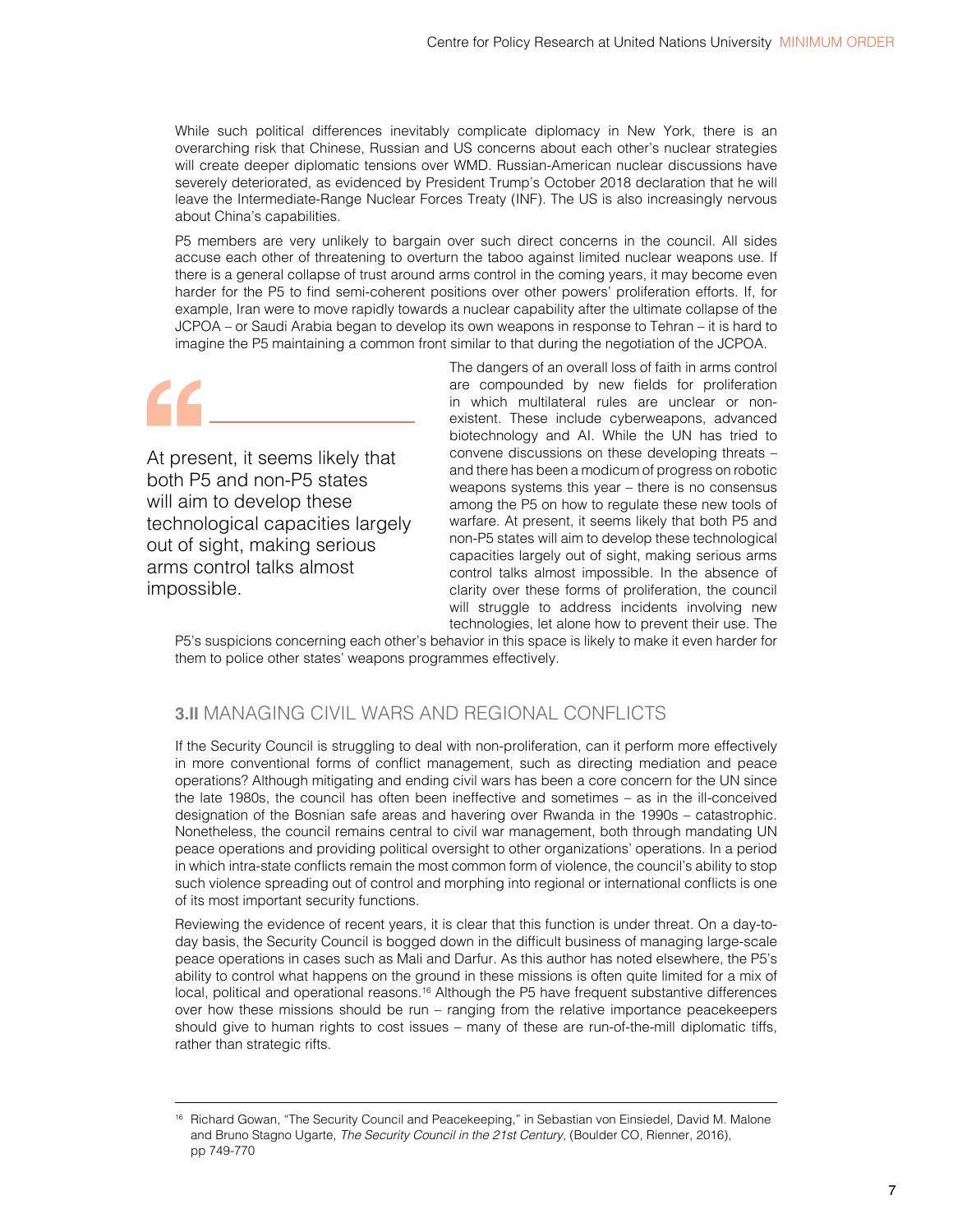While such political differences inevitably complicate diplomacy in New York, there is an overarching risk that Chinese, Russian and US concerns about each other's nuclear strategies will create deeper diplomatic tensions over WMD. Russian-American nuclear discussions have severely deteriorated, as evidenced by President Trump's October 2018 declaration that he will leave the Intermediate-Range Nuclear Forces Treaty (INF). The US is also increasingly nervous about China's capabilities.

P5 members are very unlikely to bargain over such direct concerns in the council. All sides accuse each other of threatening to overturn the taboo against limited nuclear weapons use. If there is a general collapse of trust around arms control in the coming years, it may become even harder for the P5 to find semi-coherent positions over other powers' proliferation efforts. If, for example, Iran were to move rapidly towards a nuclear capability after the ultimate collapse of the JCPOA – or Saudi Arabia began to develop its own weapons in response to Tehran – it is hard to imagine the P5 maintaining a common front similar to that during the negotiation of the JCPOA.

> At present, it seems likely that both P5 and non-P5 states will aim to develop these technological capacities largely out of sight, making serious arms control talks almost impossible.

The dangers of an overall loss of faith in arms control are compounded by new fields for proliferation in which multilateral rules are unclear or non-existent. These include cyberweapons, advanced biotechnology and AI. While the UN has tried to convene discussions on these developing threats – and there has been a modicum of progress on robotic weapons systems this year – there is no consensus among the P5 on how to regulate these new tools of warfare. At present, it seems likely that both P5 and non-P5 states will aim to develop these technological capacities largely out of sight, making serious arms control talks almost impossible. In the absence of clarity over these forms of proliferation, the council will struggle to address incidents involving new technologies, let alone how to prevent their use. The P5's suspicions concerning each other's behavior in this space is likely to make it even harder for them to police other states' weapons programmes effectively.

## **3.II** MANAGING CIVIL WARS AND REGIONAL CONFLICTS

If the Security Council is struggling to deal with non-proliferation, can it perform more effectively in more conventional forms of conflict management, such as directing mediation and peace operations? Although mitigating and ending civil wars has been a core concern for the UN since the late 1980s, the council has often been ineffective and sometimes – as in the ill-conceived designation of the Bosnian safe areas and havering over Rwanda in the 1990s – catastrophic. Nonetheless, the council remains central to civil war management, both through mandating UN peace operations and providing political oversight to other organizations' operations. In a period in which intra-state conflicts remain the most common form of violence, the council's ability to stop such violence spreading out of control and morphing into regional or international conflicts is one of its most important security functions.

Reviewing the evidence of recent years, it is clear that this function is under threat. On a day-to-day basis, the Security Council is bogged down in the difficult business of managing large-scale peace operations in cases such as Mali and Darfur. As this author has noted elsewhere, the P5's ability to control what happens on the ground in these missions is often quite limited for a mix of local, political and operational reasons.[16] Although the P5 have frequent substantive differences over how these missions should be run – ranging from the relative importance peacekeepers should give to human rights to cost issues – many of these are run-of-the-mill diplomatic tiffs, rather than strategic rifts.

---

[16] Richard Gowan, "The Security Council and Peacekeeping," in Sebastian von Einsiedel, David M. Malone and Bruno Stagno Ugarte, *The Security Council in the 21st Century*, (Boulder CO, Rienner, 2016), pp 749-770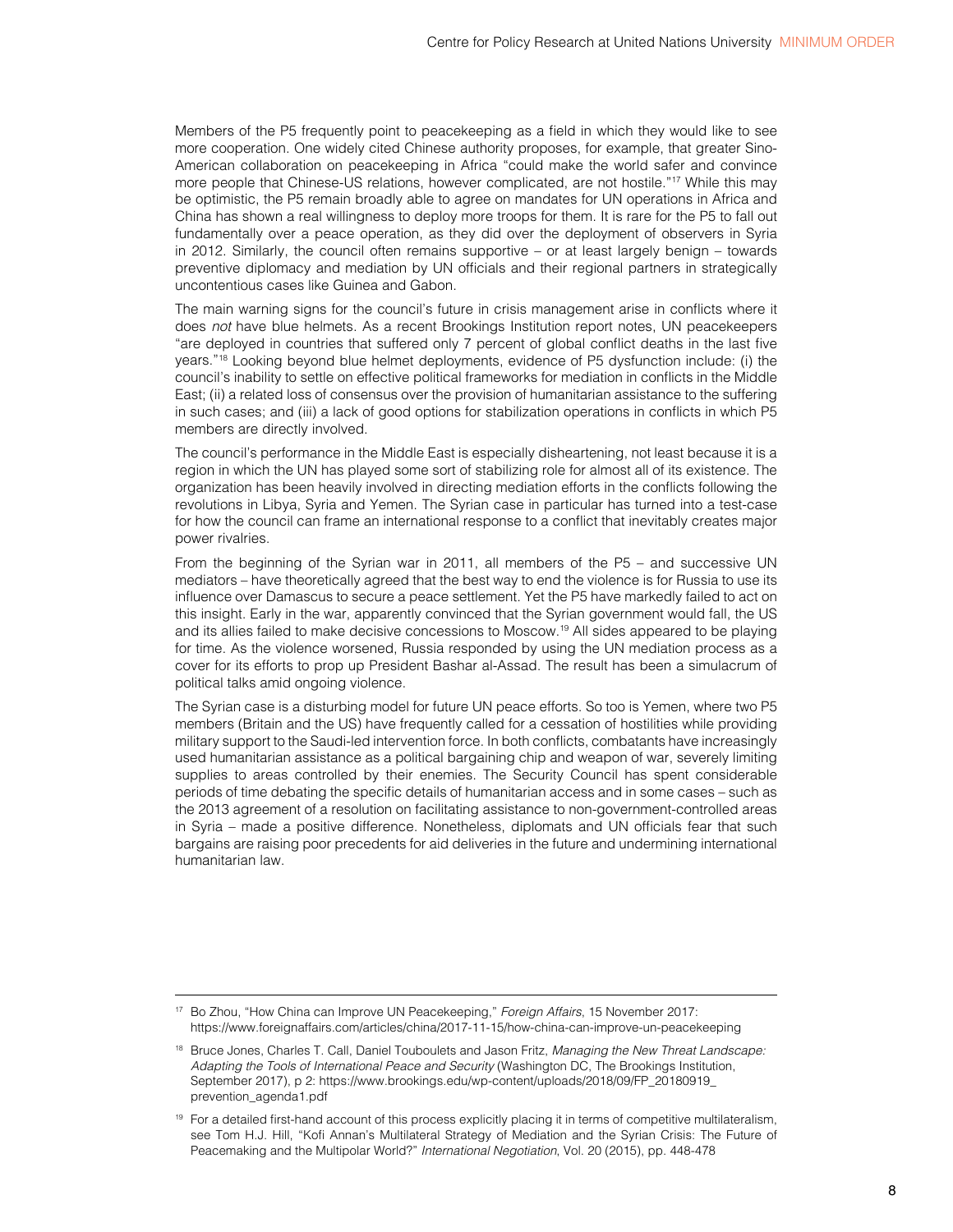Members of the P5 frequently point to peacekeeping as a field in which they would like to see more cooperation. One widely cited Chinese authority proposes, for example, that greater Sino-American collaboration on peacekeeping in Africa "could make the world safer and convince more people that Chinese-US relations, however complicated, are not hostile."[17] While this may be optimistic, the P5 remain broadly able to agree on mandates for UN operations in Africa and China has shown a real willingness to deploy more troops for them. It is rare for the P5 to fall out fundamentally over a peace operation, as they did over the deployment of observers in Syria in 2012. Similarly, the council often remains supportive – or at least largely benign – towards preventive diplomacy and mediation by UN officials and their regional partners in strategically uncontentious cases like Guinea and Gabon.

The main warning signs for the council's future in crisis management arise in conflicts where it does *not* have blue helmets. As a recent Brookings Institution report notes, UN peacekeepers "are deployed in countries that suffered only 7 percent of global conflict deaths in the last five years."[18] Looking beyond blue helmet deployments, evidence of P5 dysfunction include: (i) the council's inability to settle on effective political frameworks for mediation in conflicts in the Middle East; (ii) a related loss of consensus over the provision of humanitarian assistance to the suffering in such cases; and (iii) a lack of good options for stabilization operations in conflicts in which P5 members are directly involved.

The council's performance in the Middle East is especially disheartening, not least because it is a region in which the UN has played some sort of stabilizing role for almost all of its existence. The organization has been heavily involved in directing mediation efforts in the conflicts following the revolutions in Libya, Syria and Yemen. The Syrian case in particular has turned into a test-case for how the council can frame an international response to a conflict that inevitably creates major power rivalries.

From the beginning of the Syrian war in 2011, all members of the P5 – and successive UN mediators – have theoretically agreed that the best way to end the violence is for Russia to use its influence over Damascus to secure a peace settlement. Yet the P5 have markedly failed to act on this insight. Early in the war, apparently convinced that the Syrian government would fall, the US and its allies failed to make decisive concessions to Moscow.[19] All sides appeared to be playing for time. As the violence worsened, Russia responded by using the UN mediation process as a cover for its efforts to prop up President Bashar al-Assad. The result has been a simulacrum of political talks amid ongoing violence.

The Syrian case is a disturbing model for future UN peace efforts. So too is Yemen, where two P5 members (Britain and the US) have frequently called for a cessation of hostilities while providing military support to the Saudi-led intervention force. In both conflicts, combatants have increasingly used humanitarian assistance as a political bargaining chip and weapon of war, severely limiting supplies to areas controlled by their enemies. The Security Council has spent considerable periods of time debating the specific details of humanitarian access and in some cases – such as the 2013 agreement of a resolution on facilitating assistance to non-government-controlled areas in Syria – made a positive difference. Nonetheless, diplomats and UN officials fear that such bargains are raising poor precedents for aid deliveries in the future and undermining international humanitarian law.

---

[17] Bo Zhou, "How China can Improve UN Peacekeeping," *Foreign Affairs*, 15 November 2017: https://www.foreignaffairs.com/articles/china/2017-11-15/how-china-can-improve-un-peacekeeping

[18] Bruce Jones, Charles T. Call, Daniel Touboulets and Jason Fritz, *Managing the New Threat Landscape: Adapting the Tools of International Peace and Security* (Washington DC, The Brookings Institution, September 2017), p 2: https://www.brookings.edu/wp-content/uploads/2018/09/FP_20180919_prevention_agenda1.pdf

[19] For a detailed first-hand account of this process explicitly placing it in terms of competitive multilateralism, see Tom H.J. Hill, "Kofi Annan's Multilateral Strategy of Mediation and the Syrian Crisis: The Future of Peacemaking and the Multipolar World?" *International Negotiation*, Vol. 20 (2015), pp. 448-478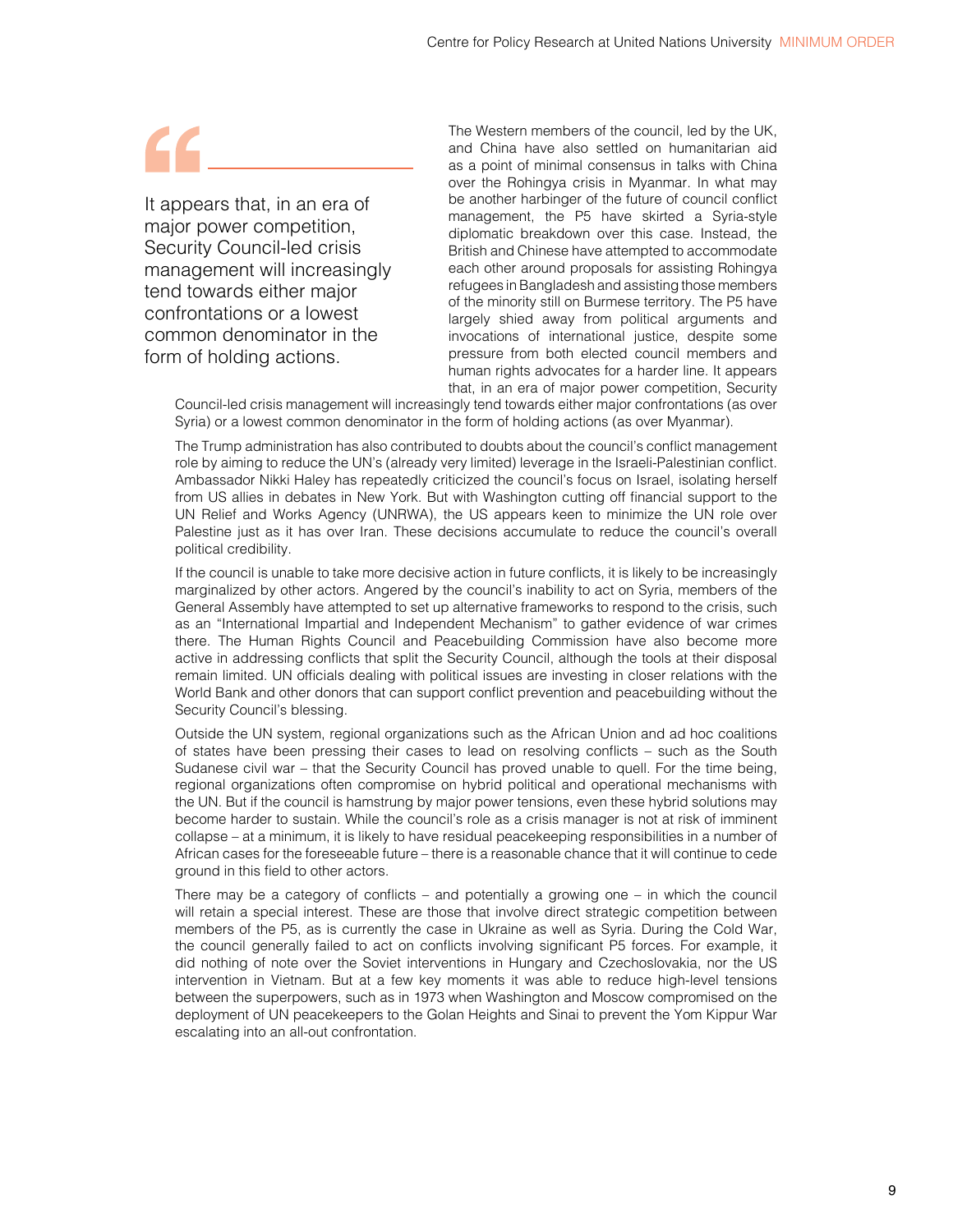> It appears that, in an era of major power competition, Security Council-led crisis management will increasingly tend towards either major confrontations or a lowest common denominator in the form of holding actions.

The Western members of the council, led by the UK, and China have also settled on humanitarian aid as a point of minimal consensus in talks with China over the Rohingya crisis in Myanmar. In what may be another harbinger of the future of council conflict management, the P5 have skirted a Syria-style diplomatic breakdown over this case. Instead, the British and Chinese have attempted to accommodate each other around proposals for assisting Rohingya refugees in Bangladesh and assisting those members of the minority still on Burmese territory. The P5 have largely shied away from political arguments and invocations of international justice, despite some pressure from both elected council members and human rights advocates for a harder line. It appears that, in an era of major power competition, Security Council-led crisis management will increasingly tend towards either major confrontations (as over Syria) or a lowest common denominator in the form of holding actions (as over Myanmar).

The Trump administration has also contributed to doubts about the council's conflict management role by aiming to reduce the UN's (already very limited) leverage in the Israeli-Palestinian conflict. Ambassador Nikki Haley has repeatedly criticized the council's focus on Israel, isolating herself from US allies in debates in New York. But with Washington cutting off financial support to the UN Relief and Works Agency (UNRWA), the US appears keen to minimize the UN role over Palestine just as it has over Iran. These decisions accumulate to reduce the council's overall political credibility.

If the council is unable to take more decisive action in future conflicts, it is likely to be increasingly marginalized by other actors. Angered by the council's inability to act on Syria, members of the General Assembly have attempted to set up alternative frameworks to respond to the crisis, such as an "International Impartial and Independent Mechanism" to gather evidence of war crimes there. The Human Rights Council and Peacebuilding Commission have also become more active in addressing conflicts that split the Security Council, although the tools at their disposal remain limited. UN officials dealing with political issues are investing in closer relations with the World Bank and other donors that can support conflict prevention and peacebuilding without the Security Council's blessing.

Outside the UN system, regional organizations such as the African Union and ad hoc coalitions of states have been pressing their cases to lead on resolving conflicts – such as the South Sudanese civil war – that the Security Council has proved unable to quell. For the time being, regional organizations often compromise on hybrid political and operational mechanisms with the UN. But if the council is hamstrung by major power tensions, even these hybrid solutions may become harder to sustain. While the council's role as a crisis manager is not at risk of imminent collapse – at a minimum, it is likely to have residual peacekeeping responsibilities in a number of African cases for the foreseeable future – there is a reasonable chance that it will continue to cede ground in this field to other actors.

There may be a category of conflicts – and potentially a growing one – in which the council will retain a special interest. These are those that involve direct strategic competition between members of the P5, as is currently the case in Ukraine as well as Syria. During the Cold War, the council generally failed to act on conflicts involving significant P5 forces. For example, it did nothing of note over the Soviet interventions in Hungary and Czechoslovakia, nor the US intervention in Vietnam. But at a few key moments it was able to reduce high-level tensions between the superpowers, such as in 1973 when Washington and Moscow compromised on the deployment of UN peacekeepers to the Golan Heights and Sinai to prevent the Yom Kippur War escalating into an all-out confrontation.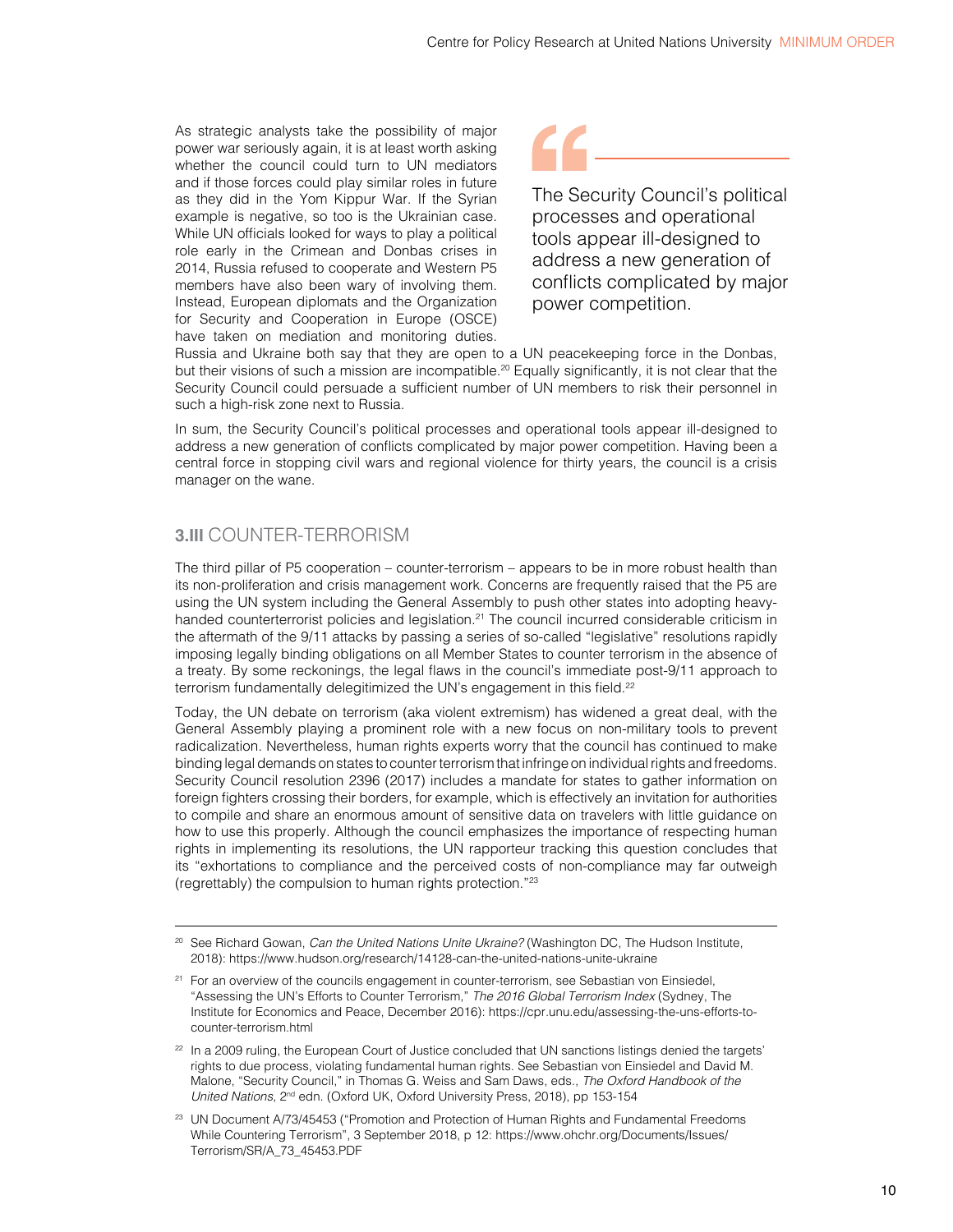As strategic analysts take the possibility of major power war seriously again, it is at least worth asking whether the council could turn to UN mediators and if those forces could play similar roles in future as they did in the Yom Kippur War. If the Syrian example is negative, so too is the Ukrainian case. While UN officials looked for ways to play a political role early in the Crimean and Donbas crises in 2014, Russia refused to cooperate and Western P5 members have also been wary of involving them. Instead, European diplomats and the Organization for Security and Cooperation in Europe (OSCE) have taken on mediation and monitoring duties. Russia and Ukraine both say that they are open to a UN peacekeeping force in the Donbas, but their visions of such a mission are incompatible.[20] Equally significantly, it is not clear that the Security Council could persuade a sufficient number of UN members to risk their personnel in such a high-risk zone next to Russia.

> The Security Council's political processes and operational tools appear ill-designed to address a new generation of conflicts complicated by major power competition.

In sum, the Security Council's political processes and operational tools appear ill-designed to address a new generation of conflicts complicated by major power competition. Having been a central force in stopping civil wars and regional violence for thirty years, the council is a crisis manager on the wane.

## 3.III COUNTER-TERRORISM

The third pillar of P5 cooperation – counter-terrorism – appears to be in more robust health than its non-proliferation and crisis management work. Concerns are frequently raised that the P5 are using the UN system including the General Assembly to push other states into adopting heavy-handed counterterrorist policies and legislation.[21] The council incurred considerable criticism in the aftermath of the 9/11 attacks by passing a series of so-called "legislative" resolutions rapidly imposing legally binding obligations on all Member States to counter terrorism in the absence of a treaty. By some reckonings, the legal flaws in the council's immediate post-9/11 approach to terrorism fundamentally delegitimized the UN's engagement in this field.[22]

Today, the UN debate on terrorism (aka violent extremism) has widened a great deal, with the General Assembly playing a prominent role with a new focus on non-military tools to prevent radicalization. Nevertheless, human rights experts worry that the council has continued to make binding legal demands on states to counter terrorism that infringe on individual rights and freedoms. Security Council resolution 2396 (2017) includes a mandate for states to gather information on foreign fighters crossing their borders, for example, which is effectively an invitation for authorities to compile and share an enormous amount of sensitive data on travelers with little guidance on how to use this properly. Although the council emphasizes the importance of respecting human rights in implementing its resolutions, the UN rapporteur tracking this question concludes that its "exhortations to compliance and the perceived costs of non-compliance may far outweigh (regrettably) the compulsion to human rights protection."[23]

---

[20] See Richard Gowan, *Can the United Nations Unite Ukraine?* (Washington DC, The Hudson Institute, 2018): https://www.hudson.org/research/14128-can-the-united-nations-unite-ukraine

[21] For an overview of the councils engagement in counter-terrorism, see Sebastian von Einsiedel, "Assessing the UN's Efforts to Counter Terrorism," *The 2016 Global Terrorism Index* (Sydney, The Institute for Economics and Peace, December 2016): https://cpr.unu.edu/assessing-the-uns-efforts-to-counter-terrorism.html

[22] In a 2009 ruling, the European Court of Justice concluded that UN sanctions listings denied the targets' rights to due process, violating fundamental human rights. See Sebastian von Einsiedel and David M. Malone, "Security Council," in Thomas G. Weiss and Sam Daws, eds., *The Oxford Handbook of the United Nations*, 2nd edn. (Oxford UK, Oxford University Press, 2018), pp 153-154

[23] UN Document A/73/45453 ("Promotion and Protection of Human Rights and Fundamental Freedoms While Countering Terrorism", 3 September 2018, p 12: https://www.ohchr.org/Documents/Issues/Terrorism/SR/A_73_45453.PDF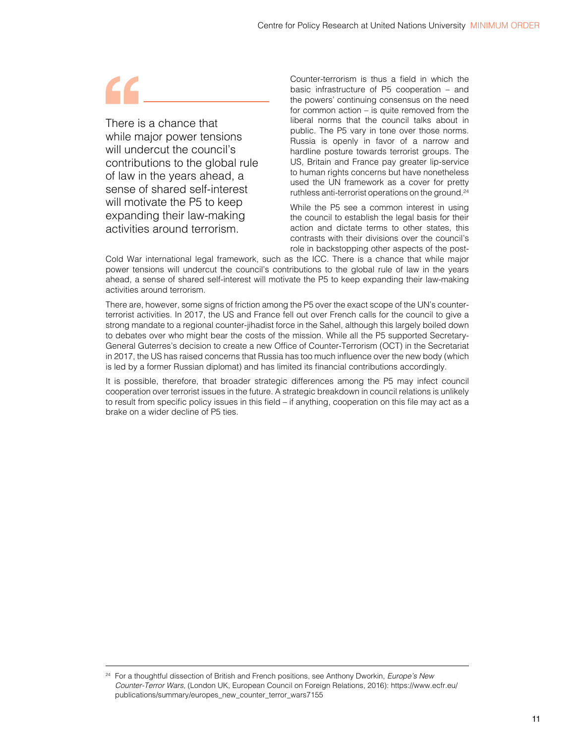> There is a chance that while major power tensions will undercut the council's contributions to the global rule of law in the years ahead, a sense of shared self-interest will motivate the P5 to keep expanding their law-making activities around terrorism.

Counter-terrorism is thus a field in which the basic infrastructure of P5 cooperation – and the powers' continuing consensus on the need for common action – is quite removed from the liberal norms that the council talks about in public. The P5 vary in tone over those norms. Russia is openly in favor of a narrow and hardline posture towards terrorist groups. The US, Britain and France pay greater lip-service to human rights concerns but have nonetheless used the UN framework as a cover for pretty ruthless anti-terrorist operations on the ground.[24]

While the P5 see a common interest in using the council to establish the legal basis for their action and dictate terms to other states, this contrasts with their divisions over the council's role in backstopping other aspects of the post-Cold War international legal framework, such as the ICC. There is a chance that while major power tensions will undercut the council's contributions to the global rule of law in the years ahead, a sense of shared self-interest will motivate the P5 to keep expanding their law-making activities around terrorism.

There are, however, some signs of friction among the P5 over the exact scope of the UN's counter-terrorist activities. In 2017, the US and France fell out over French calls for the council to give a strong mandate to a regional counter-jihadist force in the Sahel, although this largely boiled down to debates over who might bear the costs of the mission. While all the P5 supported Secretary-General Guterres's decision to create a new Office of Counter-Terrorism (OCT) in the Secretariat in 2017, the US has raised concerns that Russia has too much influence over the new body (which is led by a former Russian diplomat) and has limited its financial contributions accordingly.

It is possible, therefore, that broader strategic differences among the P5 may infect council cooperation over terrorist issues in the future. A strategic breakdown in council relations is unlikely to result from specific policy issues in this field – if anything, cooperation on this file may act as a brake on a wider decline of P5 ties.

---

[24] For a thoughtful dissection of British and French positions, see Anthony Dworkin, *Europe's New Counter-Terror Wars*, (London UK, European Council on Foreign Relations, 2016): https://www.ecfr.eu/publications/summary/europes_new_counter_terror_wars7155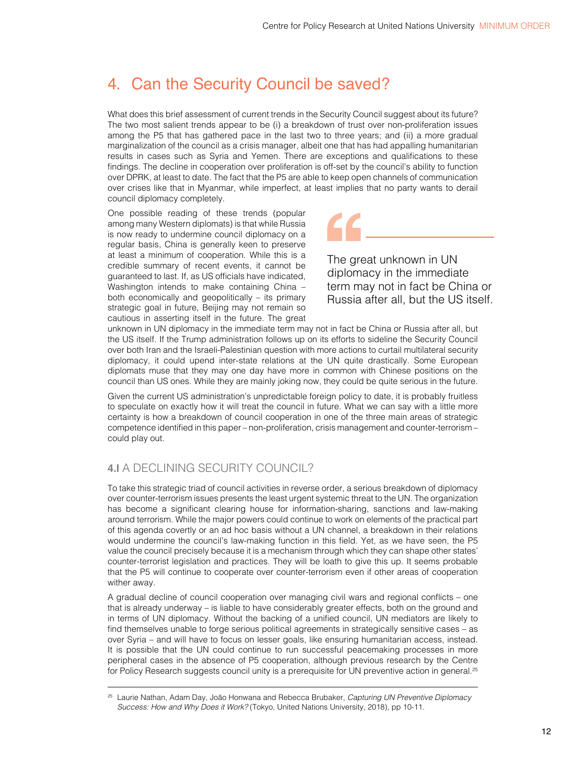# 4. Can the Security Council be saved?

What does this brief assessment of current trends in the Security Council suggest about its future? The two most salient trends appear to be (i) a breakdown of trust over non-proliferation issues among the P5 that has gathered pace in the last two to three years; and (ii) a more gradual marginalization of the council as a crisis manager, albeit one that has had appalling humanitarian results in cases such as Syria and Yemen. There are exceptions and qualifications to these findings. The decline in cooperation over proliferation is off-set by the council's ability to function over DPRK, at least to date. The fact that the P5 are able to keep open channels of communication over crises like that in Myanmar, while imperfect, at least implies that no party wants to derail council diplomacy completely.

One possible reading of these trends (popular among many Western diplomats) is that while Russia is now ready to undermine council diplomacy on a regular basis, China is generally keen to preserve at least a minimum of cooperation. While this is a credible summary of recent events, it cannot be guaranteed to last. If, as US officials have indicated, Washington intends to make containing China – both economically and geopolitically – its primary strategic goal in future, Beijing may not remain so cautious in asserting itself in the future. The great unknown in UN diplomacy in the immediate term may not in fact be China or Russia after all, but the US itself. If the Trump administration follows up on its efforts to sideline the Security Council over both Iran and the Israeli-Palestinian question with more actions to curtail multilateral security diplomacy, it could upend inter-state relations at the UN quite drastically. Some European diplomats muse that they may one day have more in common with Chinese positions on the council than US ones. While they are mainly joking now, they could be quite serious in the future.

> The great unknown in UN diplomacy in the immediate term may not in fact be China or Russia after all, but the US itself.

Given the current US administration's unpredictable foreign policy to date, it is probably fruitless to speculate on exactly how it will treat the council in future. What we can say with a little more certainty is how a breakdown of council cooperation in one of the three main areas of strategic competence identified in this paper – non-proliferation, crisis management and counter-terrorism – could play out.

## 4.I A DECLINING SECURITY COUNCIL?

To take this strategic triad of council activities in reverse order, a serious breakdown of diplomacy over counter-terrorism issues presents the least urgent systemic threat to the UN. The organization has become a significant clearing house for information-sharing, sanctions and law-making around terrorism. While the major powers could continue to work on elements of the practical part of this agenda covertly or an ad hoc basis without a UN channel, a breakdown in their relations would undermine the council's law-making function in this field. Yet, as we have seen, the P5 value the council precisely because it is a mechanism through which they can shape other states' counter-terrorist legislation and practices. They will be loath to give this up. It seems probable that the P5 will continue to cooperate over counter-terrorism even if other areas of cooperation wither away.

A gradual decline of council cooperation over managing civil wars and regional conflicts – one that is already underway – is liable to have considerably greater effects, both on the ground and in terms of UN diplomacy. Without the backing of a unified council, UN mediators are likely to find themselves unable to forge serious political agreements in strategically sensitive cases – as over Syria – and will have to focus on lesser goals, like ensuring humanitarian access, instead. It is possible that the UN could continue to run successful peacemaking processes in more peripheral cases in the absence of P5 cooperation, although previous research by the Centre for Policy Research suggests council unity is a prerequisite for UN preventive action in general.[25]

---

[25] Laurie Nathan, Adam Day, João Honwana and Rebecca Brubaker, *Capturing UN Preventive Diplomacy Success: How and Why Does it Work?* (Tokyo, United Nations University, 2018), pp 10-11.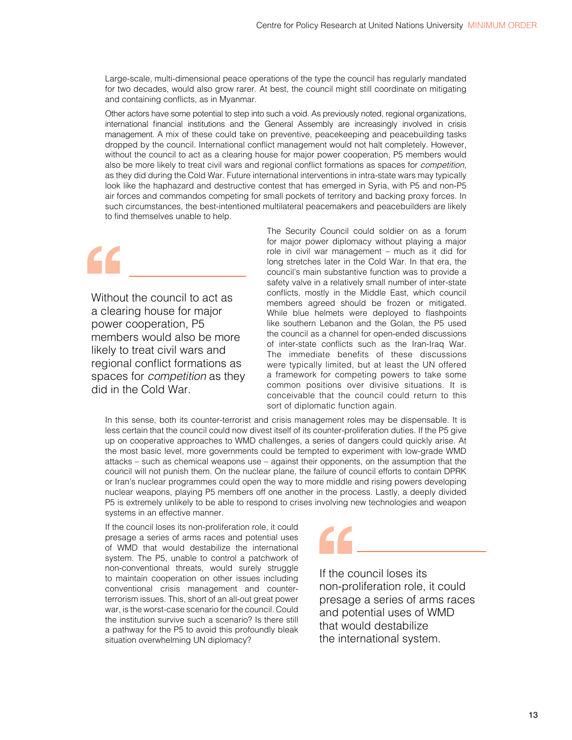Large-scale, multi-dimensional peace operations of the type the council has regularly mandated for two decades, would also grow rarer. At best, the council might still coordinate on mitigating and containing conflicts, as in Myanmar.

Other actors have some potential to step into such a void. As previously noted, regional organizations, international financial institutions and the General Assembly are increasingly involved in crisis management. A mix of these could take on preventive, peacekeeping and peacebuilding tasks dropped by the council. International conflict management would not halt completely. However, without the council to act as a clearing house for major power cooperation, P5 members would also be more likely to treat civil wars and regional conflict formations as spaces for *competition*, as they did during the Cold War. Future international interventions in intra-state wars may typically look like the haphazard and destructive contest that has emerged in Syria, with P5 and non-P5 air forces and commandos competing for small pockets of territory and backing proxy forces. In such circumstances, the best-intentioned multilateral peacemakers and peacebuilders are likely to find themselves unable to help.

> Without the council to act as a clearing house for major power cooperation, P5 members would also be more likely to treat civil wars and regional conflict formations as spaces for *competition* as they did in the Cold War.

The Security Council could soldier on as a forum for major power diplomacy without playing a major role in civil war management – much as it did for long stretches later in the Cold War. In that era, the council's main substantive function was to provide a safety valve in a relatively small number of inter-state conflicts, mostly in the Middle East, which council members agreed should be frozen or mitigated. While blue helmets were deployed to flashpoints like southern Lebanon and the Golan, the P5 used the council as a channel for open-ended discussions of inter-state conflicts such as the Iran-Iraq War. The immediate benefits of these discussions were typically limited, but at least the UN offered a framework for competing powers to take some common positions over divisive situations. It is conceivable that the council could return to this sort of diplomatic function again.

In this sense, both its counter-terrorist and crisis management roles may be dispensable. It is less certain that the council could now divest itself of its counter-proliferation duties. If the P5 give up on cooperative approaches to WMD challenges, a series of dangers could quickly arise. At the most basic level, more governments could be tempted to experiment with low-grade WMD attacks – such as chemical weapons use – against their opponents, on the assumption that the council will not punish them. On the nuclear plane, the failure of council efforts to contain DPRK or Iran's nuclear programmes could open the way to more middle and rising powers developing nuclear weapons, playing P5 members off one another in the process. Lastly, a deeply divided P5 is extremely unlikely to be able to respond to crises involving new technologies and weapon systems in an effective manner.

If the council loses its non-proliferation role, it could presage a series of arms races and potential uses of WMD that would destabilize the international system. The P5, unable to control a patchwork of non-conventional threats, would surely struggle to maintain cooperation on other issues including conventional crisis management and counter-terrorism issues. This, short of an all-out great power war, is the worst-case scenario for the council. Could the institution survive such a scenario? Is there still a pathway for the P5 to avoid this profoundly bleak situation overwhelming UN diplomacy?

> If the council loses its non-proliferation role, it could presage a series of arms races and potential uses of WMD that would destabilize the international system.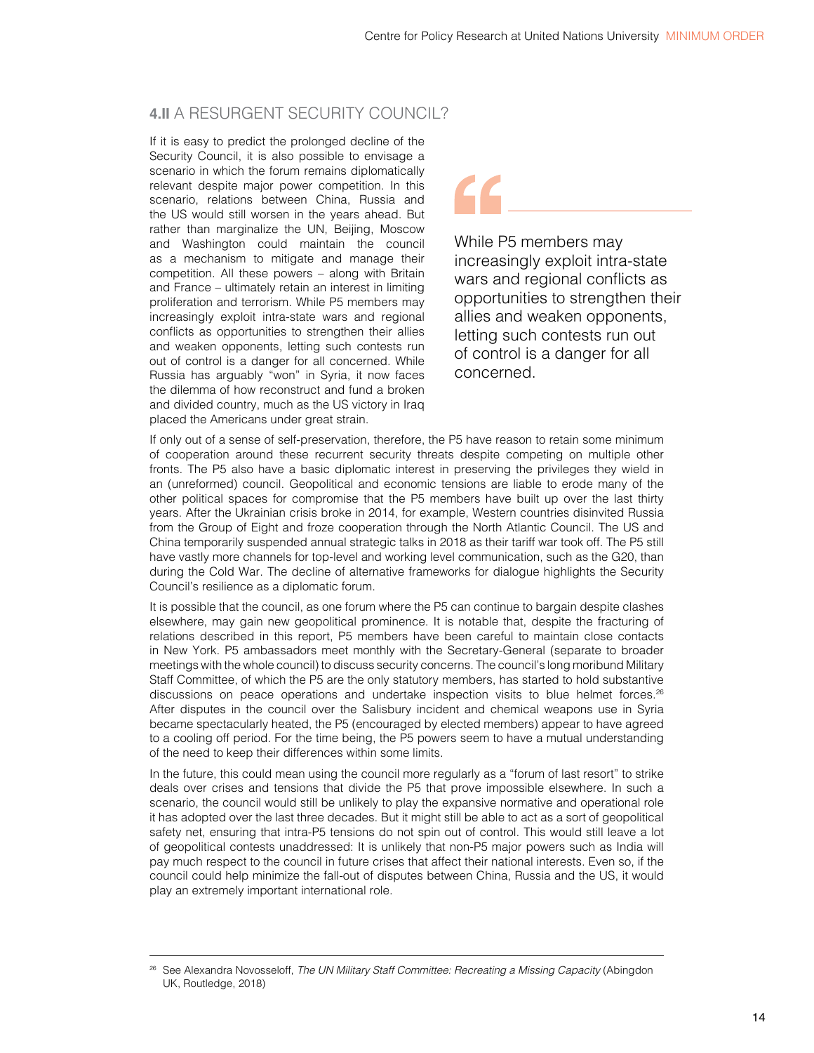## 4.II A RESURGENT SECURITY COUNCIL?

If it is easy to predict the prolonged decline of the Security Council, it is also possible to envisage a scenario in which the forum remains diplomatically relevant despite major power competition. In this scenario, relations between China, Russia and the US would still worsen in the years ahead. But rather than marginalize the UN, Beijing, Moscow and Washington could maintain the council as a mechanism to mitigate and manage their competition. All these powers – along with Britain and France – ultimately retain an interest in limiting proliferation and terrorism. While P5 members may increasingly exploit intra-state wars and regional conflicts as opportunities to strengthen their allies and weaken opponents, letting such contests run out of control is a danger for all concerned. While Russia has arguably "won" in Syria, it now faces the dilemma of how reconstruct and fund a broken and divided country, much as the US victory in Iraq placed the Americans under great strain.

> While P5 members may increasingly exploit intra-state wars and regional conflicts as opportunities to strengthen their allies and weaken opponents, letting such contests run out of control is a danger for all concerned.

If only out of a sense of self-preservation, therefore, the P5 have reason to retain some minimum of cooperation around these recurrent security threats despite competing on multiple other fronts. The P5 also have a basic diplomatic interest in preserving the privileges they wield in an (unreformed) council. Geopolitical and economic tensions are liable to erode many of the other political spaces for compromise that the P5 members have built up over the last thirty years. After the Ukrainian crisis broke in 2014, for example, Western countries disinvited Russia from the Group of Eight and froze cooperation through the North Atlantic Council. The US and China temporarily suspended annual strategic talks in 2018 as their tariff war took off. The P5 still have vastly more channels for top-level and working level communication, such as the G20, than during the Cold War. The decline of alternative frameworks for dialogue highlights the Security Council's resilience as a diplomatic forum.

It is possible that the council, as one forum where the P5 can continue to bargain despite clashes elsewhere, may gain new geopolitical prominence. It is notable that, despite the fracturing of relations described in this report, P5 members have been careful to maintain close contacts in New York. P5 ambassadors meet monthly with the Secretary-General (separate to broader meetings with the whole council) to discuss security concerns. The council's long moribund Military Staff Committee, of which the P5 are the only statutory members, has started to hold substantive discussions on peace operations and undertake inspection visits to blue helmet forces.[26] After disputes in the council over the Salisbury incident and chemical weapons use in Syria became spectacularly heated, the P5 (encouraged by elected members) appear to have agreed to a cooling off period. For the time being, the P5 powers seem to have a mutual understanding of the need to keep their differences within some limits.

In the future, this could mean using the council more regularly as a "forum of last resort" to strike deals over crises and tensions that divide the P5 that prove impossible elsewhere. In such a scenario, the council would still be unlikely to play the expansive normative and operational role it has adopted over the last three decades. But it might still be able to act as a sort of geopolitical safety net, ensuring that intra-P5 tensions do not spin out of control. This would still leave a lot of geopolitical contests unaddressed: It is unlikely that non-P5 major powers such as India will pay much respect to the council in future crises that affect their national interests. Even so, if the council could help minimize the fall-out of disputes between China, Russia and the US, it would play an extremely important international role.

---

[26] See Alexandra Novosseloff, *The UN Military Staff Committee: Recreating a Missing Capacity* (Abingdon UK, Routledge, 2018)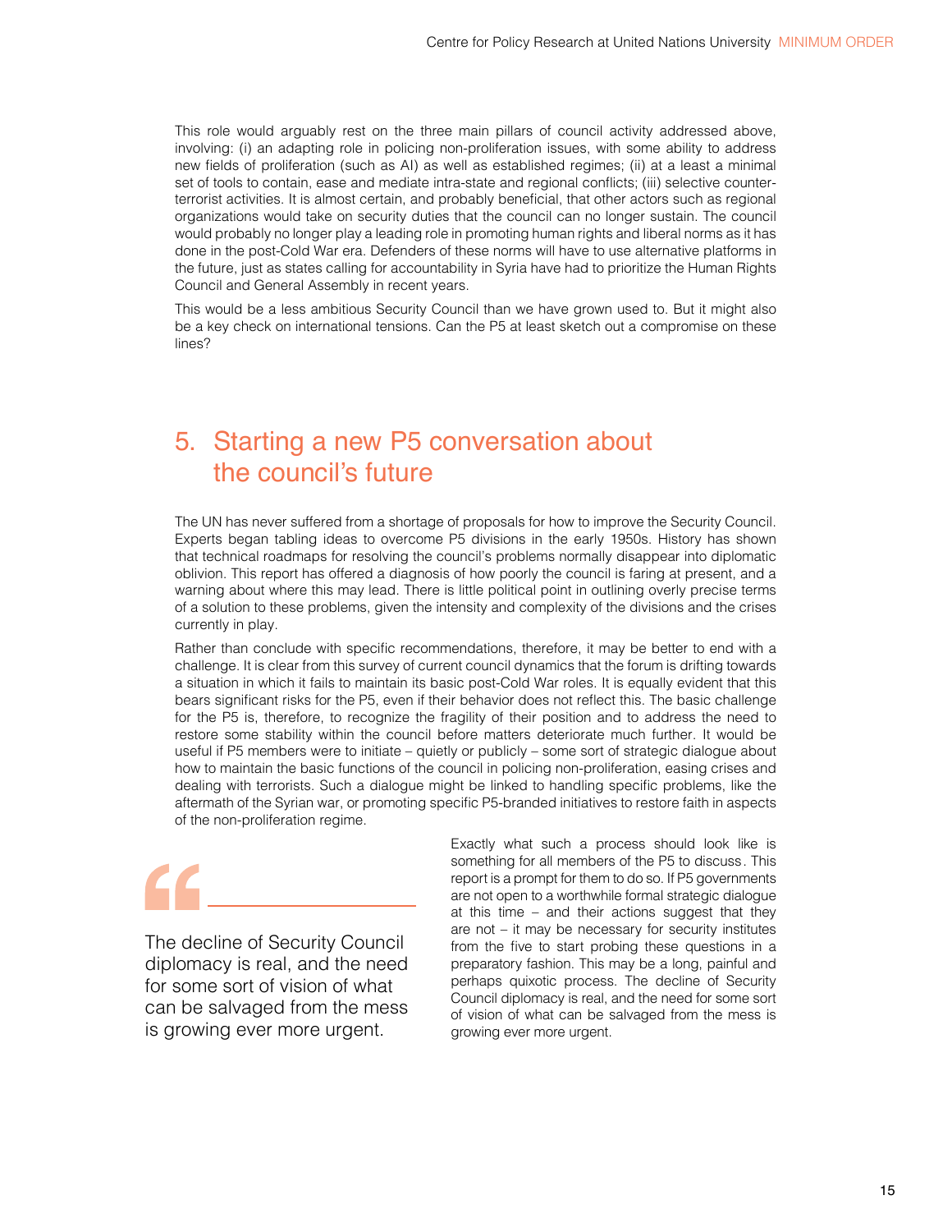This role would arguably rest on the three main pillars of council activity addressed above, involving: (i) an adapting role in policing non-proliferation issues, with some ability to address new fields of proliferation (such as AI) as well as established regimes; (ii) at a least a minimal set of tools to contain, ease and mediate intra-state and regional conflicts; (iii) selective counter-terrorist activities. It is almost certain, and probably beneficial, that other actors such as regional organizations would take on security duties that the council can no longer sustain. The council would probably no longer play a leading role in promoting human rights and liberal norms as it has done in the post-Cold War era. Defenders of these norms will have to use alternative platforms in the future, just as states calling for accountability in Syria have had to prioritize the Human Rights Council and General Assembly in recent years.

This would be a less ambitious Security Council than we have grown used to. But it might also be a key check on international tensions. Can the P5 at least sketch out a compromise on these lines?

## 5. Starting a new P5 conversation about the council's future

The UN has never suffered from a shortage of proposals for how to improve the Security Council. Experts began tabling ideas to overcome P5 divisions in the early 1950s. History has shown that technical roadmaps for resolving the council's problems normally disappear into diplomatic oblivion. This report has offered a diagnosis of how poorly the council is faring at present, and a warning about where this may lead. There is little political point in outlining overly precise terms of a solution to these problems, given the intensity and complexity of the divisions and the crises currently in play.

Rather than conclude with specific recommendations, therefore, it may be better to end with a challenge. It is clear from this survey of current council dynamics that the forum is drifting towards a situation in which it fails to maintain its basic post-Cold War roles. It is equally evident that this bears significant risks for the P5, even if their behavior does not reflect this. The basic challenge for the P5 is, therefore, to recognize the fragility of their position and to address the need to restore some stability within the council before matters deteriorate much further. It would be useful if P5 members were to initiate – quietly or publicly – some sort of strategic dialogue about how to maintain the basic functions of the council in policing non-proliferation, easing crises and dealing with terrorists. Such a dialogue might be linked to handling specific problems, like the aftermath of the Syrian war, or promoting specific P5-branded initiatives to restore faith in aspects of the non-proliferation regime.

> The decline of Security Council diplomacy is real, and the need for some sort of vision of what can be salvaged from the mess is growing ever more urgent.

Exactly what such a process should look like is something for all members of the P5 to discuss. This report is a prompt for them to do so. If P5 governments are not open to a worthwhile formal strategic dialogue at this time – and their actions suggest that they are not – it may be necessary for security institutes from the five to start probing these questions in a preparatory fashion. This may be a long, painful and perhaps quixotic process. The decline of Security Council diplomacy is real, and the need for some sort of vision of what can be salvaged from the mess is growing ever more urgent.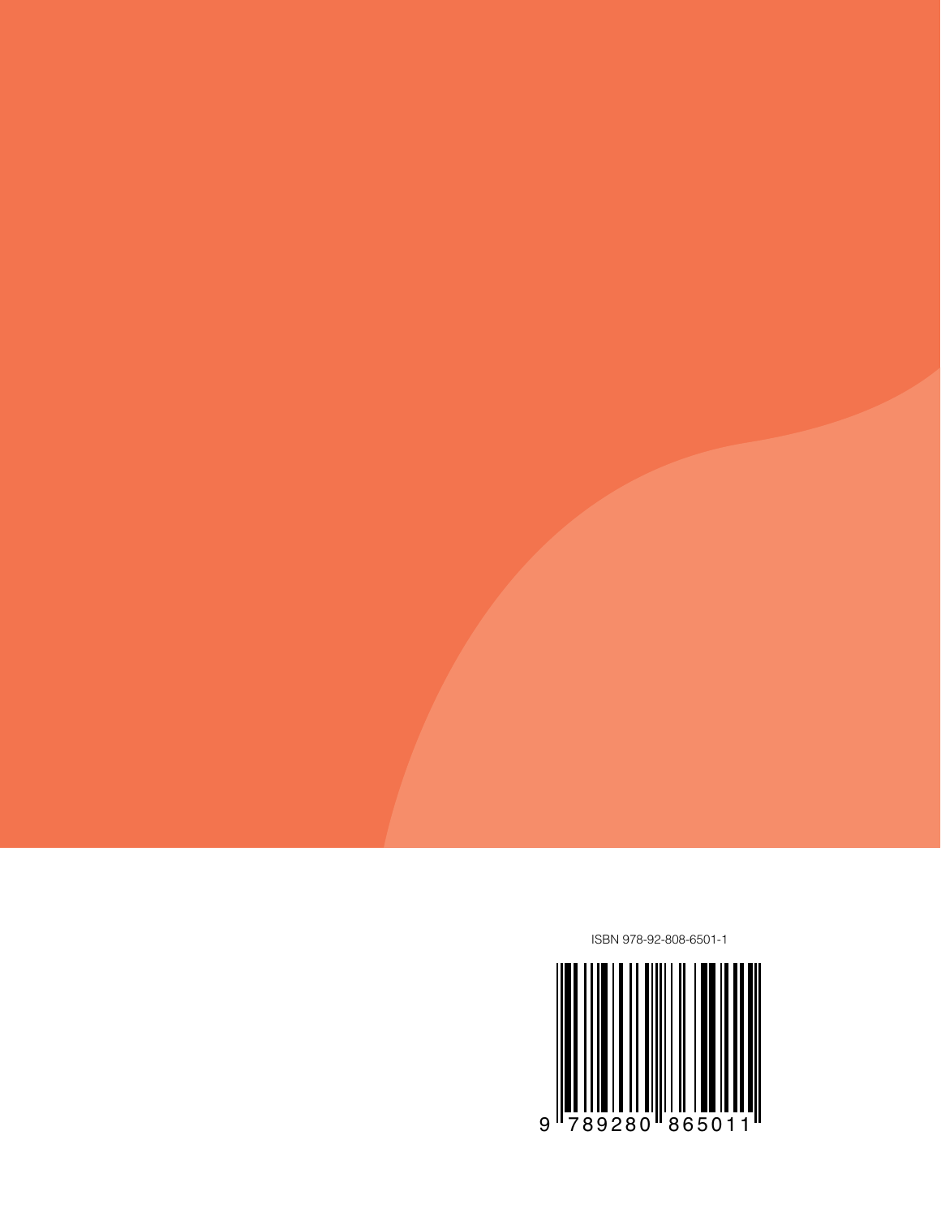ISBN 978-92-808-6501-1

9 789280 865011